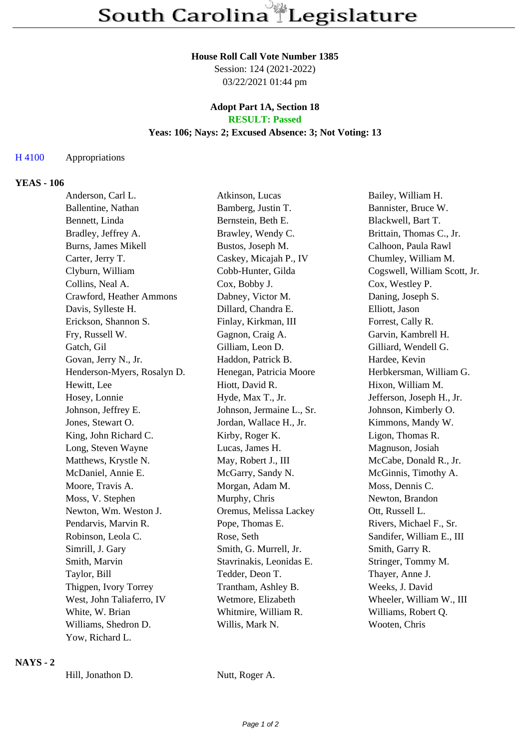# South Carolina Legislature

**House Roll Call Vote Number 1385**
Session: 124 (2021-2022)
03/22/2021 01:44 pm

**Adopt Part 1A, Section 18**
**RESULT: Passed**
**Yeas: 106; Nays: 2; Excused Absence: 3; Not Voting: 13**

H 4100 Appropriations

## YEAS - 106

| | | |
|---|---|---|
| Anderson, Carl L. | Atkinson, Lucas | Bailey, William H. |
| Ballentine, Nathan | Bamberg, Justin T. | Bannister, Bruce W. |
| Bennett, Linda | Bernstein, Beth E. | Blackwell, Bart T. |
| Bradley, Jeffrey A. | Brawley, Wendy C. | Brittain, Thomas C., Jr. |
| Burns, James Mikell | Bustos, Joseph M. | Calhoon, Paula Rawl |
| Carter, Jerry T. | Caskey, Micajah P., IV | Chumley, William M. |
| Clyburn, William | Cobb-Hunter, Gilda | Cogswell, William Scott, Jr. |
| Collins, Neal A. | Cox, Bobby J. | Cox, Westley P. |
| Crawford, Heather Ammons | Dabney, Victor M. | Daning, Joseph S. |
| Davis, Sylleste H. | Dillard, Chandra E. | Elliott, Jason |
| Erickson, Shannon S. | Finlay, Kirkman, III | Forrest, Cally R. |
| Fry, Russell W. | Gagnon, Craig A. | Garvin, Kambrell H. |
| Gatch, Gil | Gilliam, Leon D. | Gilliard, Wendell G. |
| Govan, Jerry N., Jr. | Haddon, Patrick B. | Hardee, Kevin |
| Henderson-Myers, Rosalyn D. | Henegan, Patricia Moore | Herbkersman, William G. |
| Hewitt, Lee | Hiott, David R. | Hixon, William M. |
| Hosey, Lonnie | Hyde, Max T., Jr. | Jefferson, Joseph H., Jr. |
| Johnson, Jeffrey E. | Johnson, Jermaine L., Sr. | Johnson, Kimberly O. |
| Jones, Stewart O. | Jordan, Wallace H., Jr. | Kimmons, Mandy W. |
| King, John Richard C. | Kirby, Roger K. | Ligon, Thomas R. |
| Long, Steven Wayne | Lucas, James H. | Magnuson, Josiah |
| Matthews, Krystle N. | May, Robert J., III | McCabe, Donald R., Jr. |
| McDaniel, Annie E. | McGarry, Sandy N. | McGinnis, Timothy A. |
| Moore, Travis A. | Morgan, Adam M. | Moss, Dennis C. |
| Moss, V. Stephen | Murphy, Chris | Newton, Brandon |
| Newton, Wm. Weston J. | Oremus, Melissa Lackey | Ott, Russell L. |
| Pendarvis, Marvin R. | Pope, Thomas E. | Rivers, Michael F., Sr. |
| Robinson, Leola C. | Rose, Seth | Sandifer, William E., III |
| Simrill, J. Gary | Smith, G. Murrell, Jr. | Smith, Garry R. |
| Smith, Marvin | Stavrinakis, Leonidas E. | Stringer, Tommy M. |
| Taylor, Bill | Tedder, Deon T. | Thayer, Anne J. |
| Thigpen, Ivory Torrey | Trantham, Ashley B. | Weeks, J. David |
| West, John Taliaferro, IV | Wetmore, Elizabeth | Wheeler, William W., III |
| White, W. Brian | Whitmire, William R. | Williams, Robert Q. |
| Williams, Shedron D. | Willis, Mark N. | Wooten, Chris |
| Yow, Richard L. | | |

## NAYS - 2

| | |
|---|---|
| Hill, Jonathon D. | Nutt, Roger A. |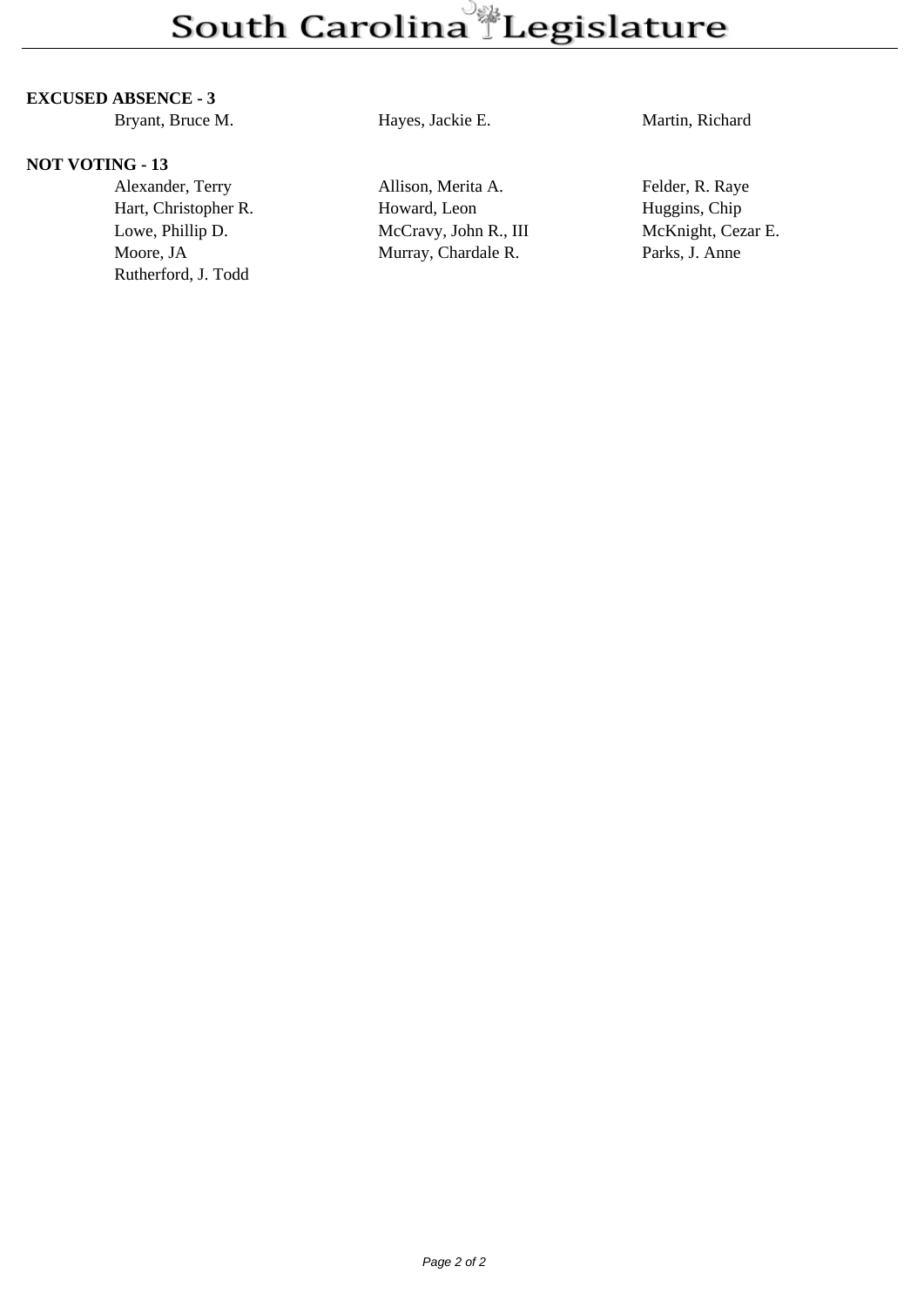**EXCUSED ABSENCE - 3**

| | | |
|---|---|---|
| Bryant, Bruce M. | Hayes, Jackie E. | Martin, Richard |

**NOT VOTING - 13**

| | | |
|---|---|---|
| Alexander, Terry | Allison, Merita A. | Felder, R. Raye |
| Hart, Christopher R. | Howard, Leon | Huggins, Chip |
| Lowe, Phillip D. | McCravy, John R., III | McKnight, Cezar E. |
| Moore, JA | Murray, Chardale R. | Parks, J. Anne |
| Rutherford, J. Todd | | |